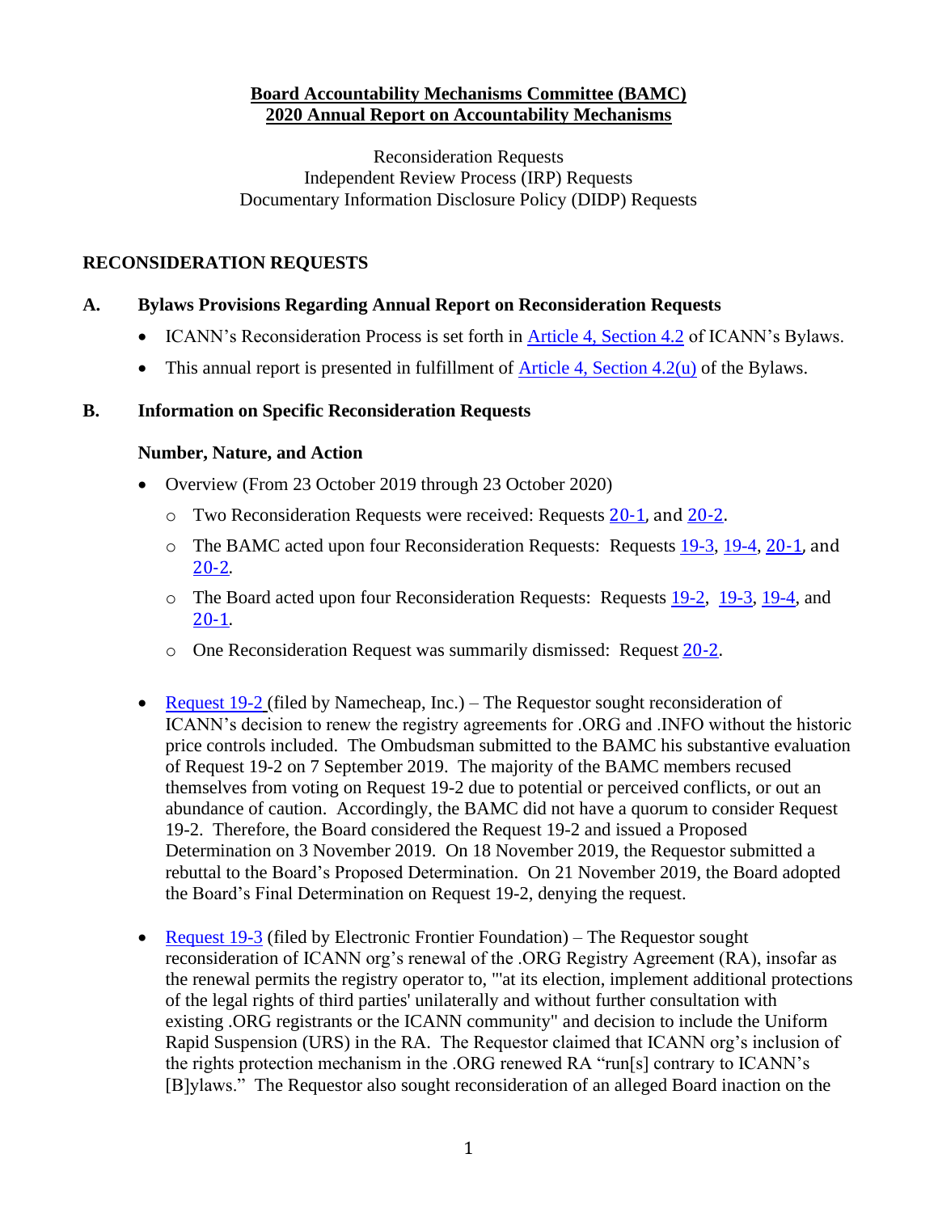**Board Accountability Mechanisms Committee (BAMC)**
**2020 Annual Report on Accountability Mechanisms**

Reconsideration Requests
Independent Review Process (IRP) Requests
Documentary Information Disclosure Policy (DIDP) Requests

## RECONSIDERATION REQUESTS

### A. Bylaws Provisions Regarding Annual Report on Reconsideration Requests

- ICANN's Reconsideration Process is set forth in Article 4, Section 4.2 of ICANN's Bylaws.
- This annual report is presented in fulfillment of Article 4, Section 4.2(u) of the Bylaws.

### B. Information on Specific Reconsideration Requests

#### Number, Nature, and Action

- Overview (From 23 October 2019 through 23 October 2020)
  - Two Reconsideration Requests were received: Requests 20-1, and 20-2.
  - The BAMC acted upon four Reconsideration Requests: Requests 19-3, 19-4, 20-1, and 20-2.
  - The Board acted upon four Reconsideration Requests: Requests 19-2, 19-3, 19-4, and 20-1.
  - One Reconsideration Request was summarily dismissed: Request 20-2.

- Request 19-2 (filed by Namecheap, Inc.) – The Requestor sought reconsideration of ICANN's decision to renew the registry agreements for .ORG and .INFO without the historic price controls included. The Ombudsman submitted to the BAMC his substantive evaluation of Request 19-2 on 7 September 2019. The majority of the BAMC members recused themselves from voting on Request 19-2 due to potential or perceived conflicts, or out an abundance of caution. Accordingly, the BAMC did not have a quorum to consider Request 19-2. Therefore, the Board considered the Request 19-2 and issued a Proposed Determination on 3 November 2019. On 18 November 2019, the Requestor submitted a rebuttal to the Board's Proposed Determination. On 21 November 2019, the Board adopted the Board's Final Determination on Request 19-2, denying the request.

- Request 19-3 (filed by Electronic Frontier Foundation) – The Requestor sought reconsideration of ICANN org's renewal of the .ORG Registry Agreement (RA), insofar as the renewal permits the registry operator to, "'at its election, implement additional protections of the legal rights of third parties' unilaterally and without further consultation with existing .ORG registrants or the ICANN community" and decision to include the Uniform Rapid Suspension (URS) in the RA. The Requestor claimed that ICANN org's inclusion of the rights protection mechanism in the .ORG renewed RA "run[s] contrary to ICANN's [B]ylaws." The Requestor also sought reconsideration of an alleged Board inaction on the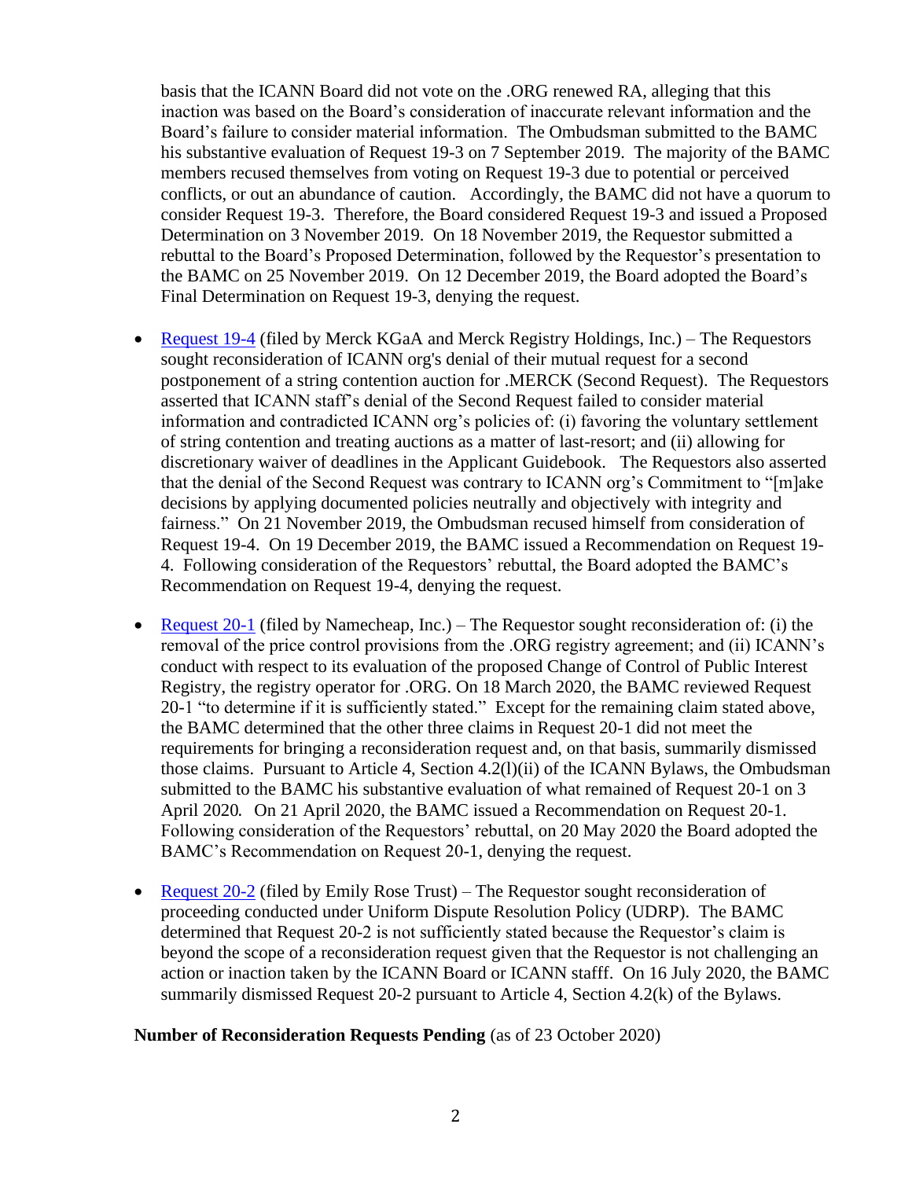basis that the ICANN Board did not vote on the .ORG renewed RA, alleging that this inaction was based on the Board's consideration of inaccurate relevant information and the Board's failure to consider material information. The Ombudsman submitted to the BAMC his substantive evaluation of Request 19-3 on 7 September 2019. The majority of the BAMC members recused themselves from voting on Request 19-3 due to potential or perceived conflicts, or out an abundance of caution. Accordingly, the BAMC did not have a quorum to consider Request 19-3. Therefore, the Board considered Request 19-3 and issued a Proposed Determination on 3 November 2019. On 18 November 2019, the Requestor submitted a rebuttal to the Board's Proposed Determination, followed by the Requestor's presentation to the BAMC on 25 November 2019. On 12 December 2019, the Board adopted the Board's Final Determination on Request 19-3, denying the request.

- Request 19-4 (filed by Merck KGaA and Merck Registry Holdings, Inc.) – The Requestors sought reconsideration of ICANN org's denial of their mutual request for a second postponement of a string contention auction for .MERCK (Second Request). The Requestors asserted that ICANN staff's denial of the Second Request failed to consider material information and contradicted ICANN org's policies of: (i) favoring the voluntary settlement of string contention and treating auctions as a matter of last-resort; and (ii) allowing for discretionary waiver of deadlines in the Applicant Guidebook. The Requestors also asserted that the denial of the Second Request was contrary to ICANN org's Commitment to "[m]ake decisions by applying documented policies neutrally and objectively with integrity and fairness." On 21 November 2019, the Ombudsman recused himself from consideration of Request 19-4. On 19 December 2019, the BAMC issued a Recommendation on Request 19-4. Following consideration of the Requestors' rebuttal, the Board adopted the BAMC's Recommendation on Request 19-4, denying the request.

- Request 20-1 (filed by Namecheap, Inc.) – The Requestor sought reconsideration of: (i) the removal of the price control provisions from the .ORG registry agreement; and (ii) ICANN's conduct with respect to its evaluation of the proposed Change of Control of Public Interest Registry, the registry operator for .ORG. On 18 March 2020, the BAMC reviewed Request 20-1 "to determine if it is sufficiently stated." Except for the remaining claim stated above, the BAMC determined that the other three claims in Request 20-1 did not meet the requirements for bringing a reconsideration request and, on that basis, summarily dismissed those claims. Pursuant to Article 4, Section 4.2(l)(ii) of the ICANN Bylaws, the Ombudsman submitted to the BAMC his substantive evaluation of what remained of Request 20-1 on 3 April 2020. On 21 April 2020, the BAMC issued a Recommendation on Request 20-1. Following consideration of the Requestors' rebuttal, on 20 May 2020 the Board adopted the BAMC's Recommendation on Request 20-1, denying the request.

- Request 20-2 (filed by Emily Rose Trust) – The Requestor sought reconsideration of proceeding conducted under Uniform Dispute Resolution Policy (UDRP). The BAMC determined that Request 20-2 is not sufficiently stated because the Requestor's claim is beyond the scope of a reconsideration request given that the Requestor is not challenging an action or inaction taken by the ICANN Board or ICANN stafff. On 16 July 2020, the BAMC summarily dismissed Request 20-2 pursuant to Article 4, Section 4.2(k) of the Bylaws.

**Number of Reconsideration Requests Pending** (as of 23 October 2020)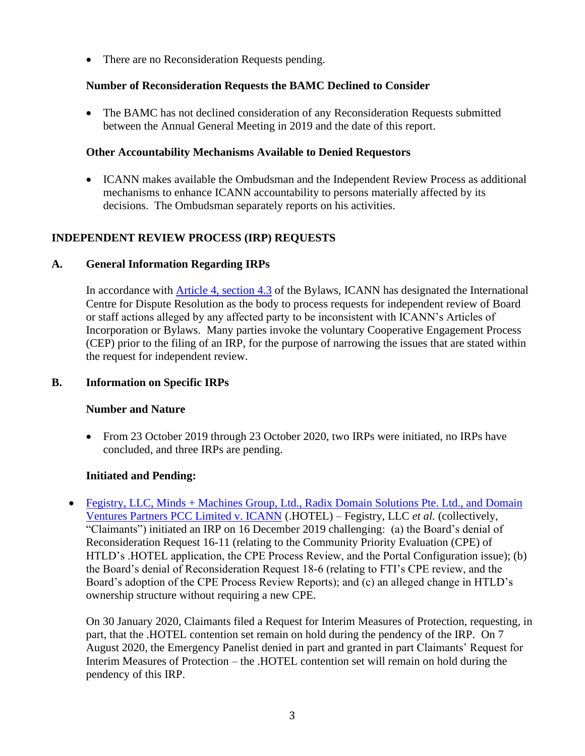- There are no Reconsideration Requests pending.

**Number of Reconsideration Requests the BAMC Declined to Consider**

- The BAMC has not declined consideration of any Reconsideration Requests submitted between the Annual General Meeting in 2019 and the date of this report.

**Other Accountability Mechanisms Available to Denied Requestors**

- ICANN makes available the Ombudsman and the Independent Review Process as additional mechanisms to enhance ICANN accountability to persons materially affected by its decisions. The Ombudsman separately reports on his activities.

## INDEPENDENT REVIEW PROCESS (IRP) REQUESTS

### A. General Information Regarding IRPs

In accordance with Article 4, section 4.3 of the Bylaws, ICANN has designated the International Centre for Dispute Resolution as the body to process requests for independent review of Board or staff actions alleged by any affected party to be inconsistent with ICANN's Articles of Incorporation or Bylaws. Many parties invoke the voluntary Cooperative Engagement Process (CEP) prior to the filing of an IRP, for the purpose of narrowing the issues that are stated within the request for independent review.

### B. Information on Specific IRPs

**Number and Nature**

- From 23 October 2019 through 23 October 2020, two IRPs were initiated, no IRPs have concluded, and three IRPs are pending.

**Initiated and Pending:**

- Fegistry, LLC, Minds + Machines Group, Ltd., Radix Domain Solutions Pte. Ltd., and Domain Ventures Partners PCC Limited v. ICANN (.HOTEL) – Fegistry, LLC *et al.* (collectively, "Claimants") initiated an IRP on 16 December 2019 challenging: (a) the Board's denial of Reconsideration Request 16-11 (relating to the Community Priority Evaluation (CPE) of HTLD's .HOTEL application, the CPE Process Review, and the Portal Configuration issue); (b) the Board's denial of Reconsideration Request 18-6 (relating to FTI's CPE review, and the Board's adoption of the CPE Process Review Reports); and (c) an alleged change in HTLD's ownership structure without requiring a new CPE.

  On 30 January 2020, Claimants filed a Request for Interim Measures of Protection, requesting, in part, that the .HOTEL contention set remain on hold during the pendency of the IRP. On 7 August 2020, the Emergency Panelist denied in part and granted in part Claimants' Request for Interim Measures of Protection – the .HOTEL contention set will remain on hold during the pendency of this IRP.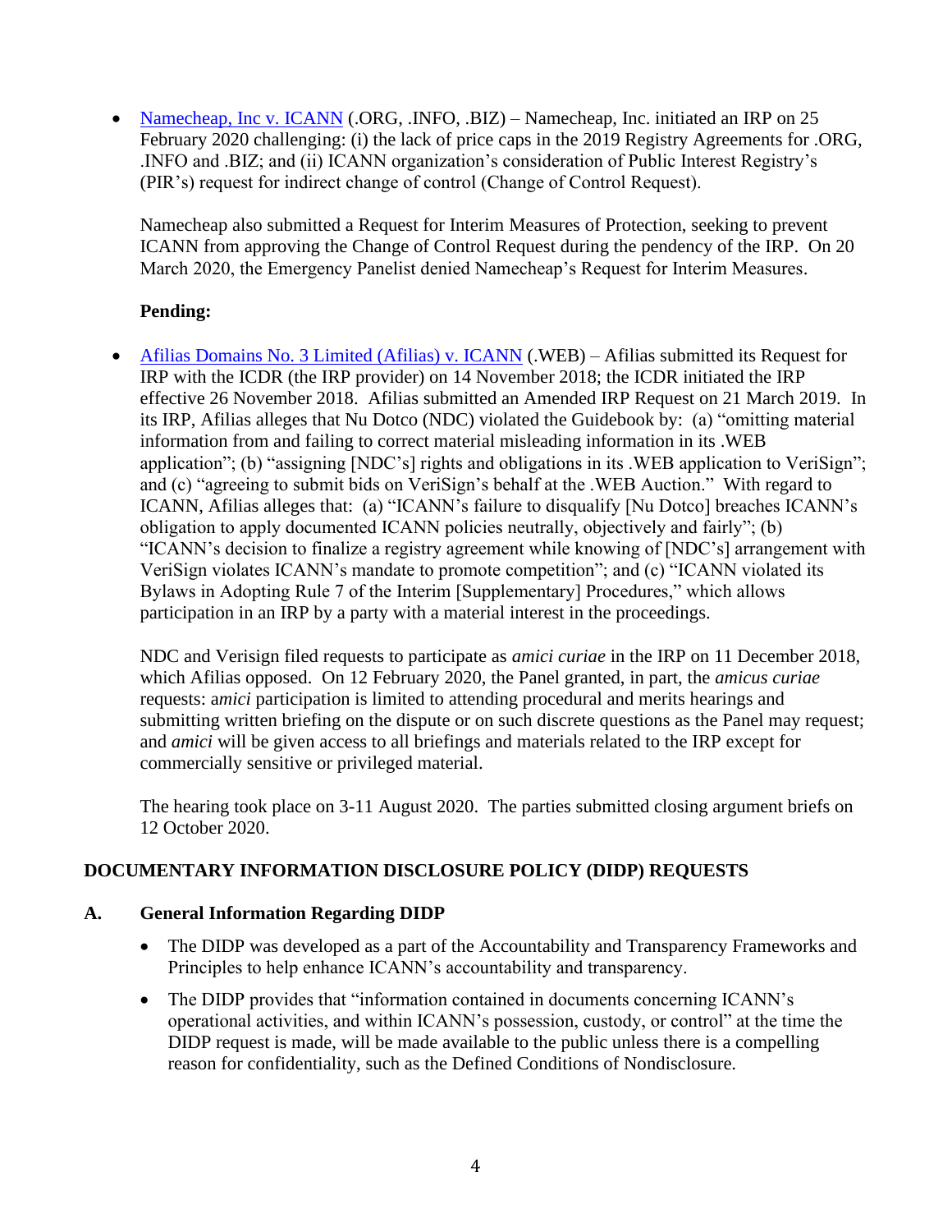- [Namecheap, Inc v. ICANN](#) (.ORG, .INFO, .BIZ) – Namecheap, Inc. initiated an IRP on 25 February 2020 challenging: (i) the lack of price caps in the 2019 Registry Agreements for .ORG, .INFO and .BIZ; and (ii) ICANN organization's consideration of Public Interest Registry's (PIR's) request for indirect change of control (Change of Control Request).

  Namecheap also submitted a Request for Interim Measures of Protection, seeking to prevent ICANN from approving the Change of Control Request during the pendency of the IRP. On 20 March 2020, the Emergency Panelist denied Namecheap's Request for Interim Measures.

  **Pending:**

- [Afilias Domains No. 3 Limited (Afilias) v. ICANN](#) (.WEB) – Afilias submitted its Request for IRP with the ICDR (the IRP provider) on 14 November 2018; the ICDR initiated the IRP effective 26 November 2018. Afilias submitted an Amended IRP Request on 21 March 2019. In its IRP, Afilias alleges that Nu Dotco (NDC) violated the Guidebook by: (a) "omitting material information from and failing to correct material misleading information in its .WEB application"; (b) "assigning [NDC's] rights and obligations in its .WEB application to VeriSign"; and (c) "agreeing to submit bids on VeriSign's behalf at the .WEB Auction." With regard to ICANN, Afilias alleges that: (a) "ICANN's failure to disqualify [Nu Dotco] breaches ICANN's obligation to apply documented ICANN policies neutrally, objectively and fairly"; (b) "ICANN's decision to finalize a registry agreement while knowing of [NDC's] arrangement with VeriSign violates ICANN's mandate to promote competition"; and (c) "ICANN violated its Bylaws in Adopting Rule 7 of the Interim [Supplementary] Procedures," which allows participation in an IRP by a party with a material interest in the proceedings.

  NDC and Verisign filed requests to participate as *amici curiae* in the IRP on 11 December 2018, which Afilias opposed. On 12 February 2020, the Panel granted, in part, the *amicus curiae* requests: a*mici* participation is limited to attending procedural and merits hearings and submitting written briefing on the dispute or on such discrete questions as the Panel may request; and *amici* will be given access to all briefings and materials related to the IRP except for commercially sensitive or privileged material.

  The hearing took place on 3-11 August 2020. The parties submitted closing argument briefs on 12 October 2020.

## DOCUMENTARY INFORMATION DISCLOSURE POLICY (DIDP) REQUESTS

### A. General Information Regarding DIDP

- The DIDP was developed as a part of the Accountability and Transparency Frameworks and Principles to help enhance ICANN's accountability and transparency.
- The DIDP provides that "information contained in documents concerning ICANN's operational activities, and within ICANN's possession, custody, or control" at the time the DIDP request is made, will be made available to the public unless there is a compelling reason for confidentiality, such as the Defined Conditions of Nondisclosure.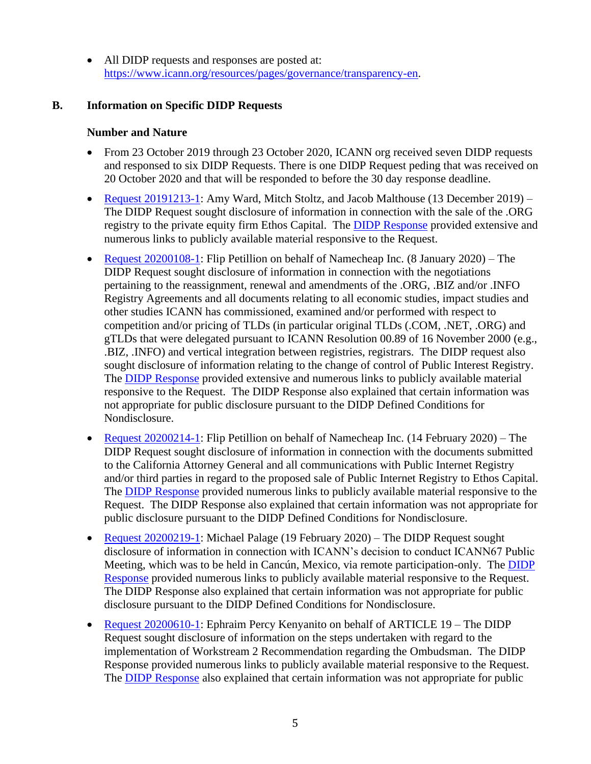- All DIDP requests and responses are posted at: https://www.icann.org/resources/pages/governance/transparency-en.

## B. Information on Specific DIDP Requests

### Number and Nature

- From 23 October 2019 through 23 October 2020, ICANN org received seven DIDP requests and responded to six DIDP Requests. There is one DIDP Request peding that was received on 20 October 2020 and that will be responded to before the 30 day response deadline.
- Request 20191213-1: Amy Ward, Mitch Stoltz, and Jacob Malthouse (13 December 2019) – The DIDP Request sought disclosure of information in connection with the sale of the .ORG registry to the private equity firm Ethos Capital. The DIDP Response provided extensive and numerous links to publicly available material responsive to the Request.
- Request 20200108-1: Flip Petillion on behalf of Namecheap Inc. (8 January 2020) – The DIDP Request sought disclosure of information in connection with the negotiations pertaining to the reassignment, renewal and amendments of the .ORG, .BIZ and/or .INFO Registry Agreements and all documents relating to all economic studies, impact studies and other studies ICANN has commissioned, examined and/or performed with respect to competition and/or pricing of TLDs (in particular original TLDs (.COM, .NET, .ORG) and gTLDs that were delegated pursuant to ICANN Resolution 00.89 of 16 November 2000 (e.g., .BIZ, .INFO) and vertical integration between registries, registrars. The DIDP request also sought disclosure of information relating to the change of control of Public Interest Registry. The DIDP Response provided extensive and numerous links to publicly available material responsive to the Request. The DIDP Response also explained that certain information was not appropriate for public disclosure pursuant to the DIDP Defined Conditions for Nondisclosure.
- Request 20200214-1: Flip Petillion on behalf of Namecheap Inc. (14 February 2020) – The DIDP Request sought disclosure of information in connection with the documents submitted to the California Attorney General and all communications with Public Internet Registry and/or third parties in regard to the proposed sale of Public Internet Registry to Ethos Capital. The DIDP Response provided numerous links to publicly available material responsive to the Request. The DIDP Response also explained that certain information was not appropriate for public disclosure pursuant to the DIDP Defined Conditions for Nondisclosure.
- Request 20200219-1: Michael Palage (19 February 2020) – The DIDP Request sought disclosure of information in connection with ICANN's decision to conduct ICANN67 Public Meeting, which was to be held in Cancún, Mexico, via remote participation-only. The DIDP Response provided numerous links to publicly available material responsive to the Request. The DIDP Response also explained that certain information was not appropriate for public disclosure pursuant to the DIDP Defined Conditions for Nondisclosure.
- Request 20200610-1: Ephraim Percy Kenyanito on behalf of ARTICLE 19 – The DIDP Request sought disclosure of information on the steps undertaken with regard to the implementation of Workstream 2 Recommendation regarding the Ombudsman. The DIDP Response provided numerous links to publicly available material responsive to the Request. The DIDP Response also explained that certain information was not appropriate for public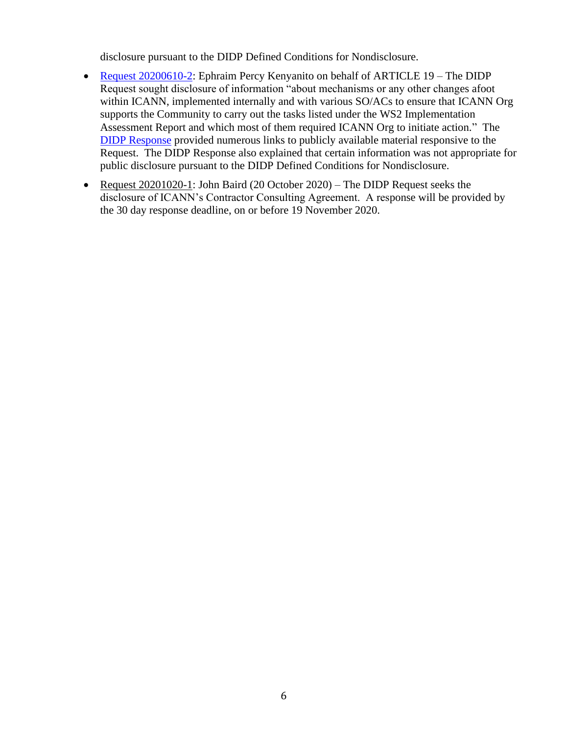disclosure pursuant to the DIDP Defined Conditions for Nondisclosure.

- Request 20200610-2: Ephraim Percy Kenyanito on behalf of ARTICLE 19 – The DIDP Request sought disclosure of information "about mechanisms or any other changes afoot within ICANN, implemented internally and with various SO/ACs to ensure that ICANN Org supports the Community to carry out the tasks listed under the WS2 Implementation Assessment Report and which most of them required ICANN Org to initiate action." The DIDP Response provided numerous links to publicly available material responsive to the Request. The DIDP Response also explained that certain information was not appropriate for public disclosure pursuant to the DIDP Defined Conditions for Nondisclosure.
- Request 20201020-1: John Baird (20 October 2020) – The DIDP Request seeks the disclosure of ICANN's Contractor Consulting Agreement. A response will be provided by the 30 day response deadline, on or before 19 November 2020.